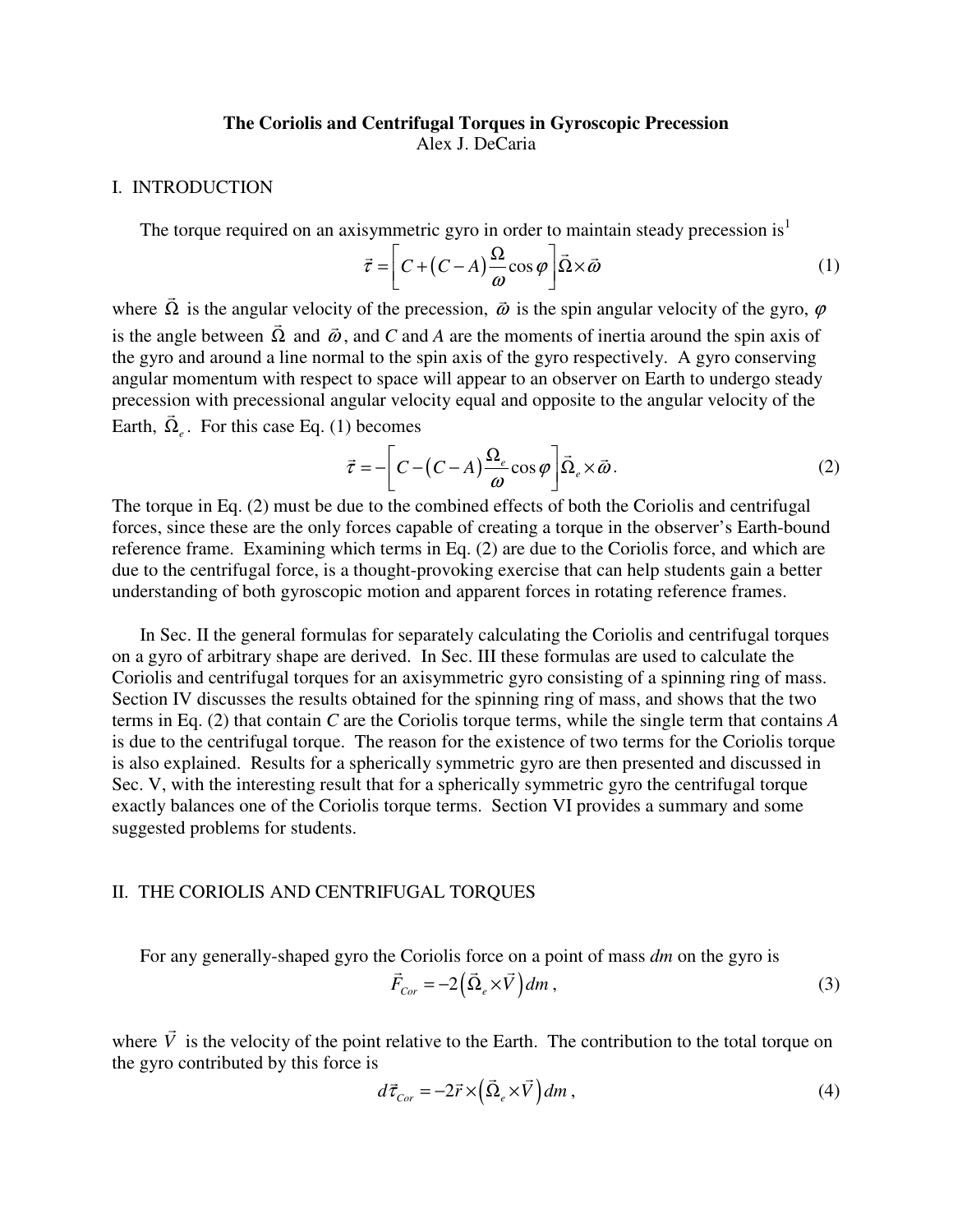# The Coriolis and Centrifugal Torques in Gyroscopic Precession

Alex J. DeCaria

## I. INTRODUCTION

The torque required on an axisymmetric gyro in order to maintain steady precession is[1]

$$\vec{\tau} = \left[ C + \left( C - A \right) \frac{\Omega}{\omega} \cos\varphi \right] \vec{\Omega} \times \vec{\omega} \tag{1}$$

where $\vec{\Omega}$ is the angular velocity of the precession, $\vec{\omega}$ is the spin angular velocity of the gyro, $\varphi$ is the angle between $\vec{\Omega}$ and $\vec{\omega}$, and $C$ and $A$ are the moments of inertia around the spin axis of the gyro and around a line normal to the spin axis of the gyro respectively. A gyro conserving angular momentum with respect to space will appear to an observer on Earth to undergo steady precession with precessional angular velocity equal and opposite to the angular velocity of the Earth, $\vec{\Omega}_e$. For this case Eq. (1) becomes

$$\vec{\tau} = -\left[ C - \left( C - A \right) \frac{\Omega_e}{\omega} \cos\varphi \right] \vec{\Omega}_e \times \vec{\omega}. \tag{2}$$

The torque in Eq. (2) must be due to the combined effects of both the Coriolis and centrifugal forces, since these are the only forces capable of creating a torque in the observer's Earth-bound reference frame. Examining which terms in Eq. (2) are due to the Coriolis force, and which are due to the centrifugal force, is a thought-provoking exercise that can help students gain a better understanding of both gyroscopic motion and apparent forces in rotating reference frames.

In Sec. II the general formulas for separately calculating the Coriolis and centrifugal torques on a gyro of arbitrary shape are derived. In Sec. III these formulas are used to calculate the Coriolis and centrifugal torques for an axisymmetric gyro consisting of a spinning ring of mass. Section IV discusses the results obtained for the spinning ring of mass, and shows that the two terms in Eq. (2) that contain $C$ are the Coriolis torque terms, while the single term that contains $A$ is due to the centrifugal torque. The reason for the existence of two terms for the Coriolis torque is also explained. Results for a spherically symmetric gyro are then presented and discussed in Sec. V, with the interesting result that for a spherically symmetric gyro the centrifugal torque exactly balances one of the Coriolis torque terms. Section VI provides a summary and some suggested problems for students.

## II. THE CORIOLIS AND CENTRIFUGAL TORQUES

For any generally-shaped gyro the Coriolis force on a point of mass $dm$ on the gyro is

$$\vec{F}_{Cor} = -2\left( \vec{\Omega}_e \times \vec{V} \right) dm, \tag{3}$$

where $\vec{V}$ is the velocity of the point relative to the Earth. The contribution to the total torque on the gyro contributed by this force is

$$d\vec{\tau}_{Cor} = -2\vec{r} \times \left( \vec{\Omega}_e \times \vec{V} \right) dm, \tag{4}$$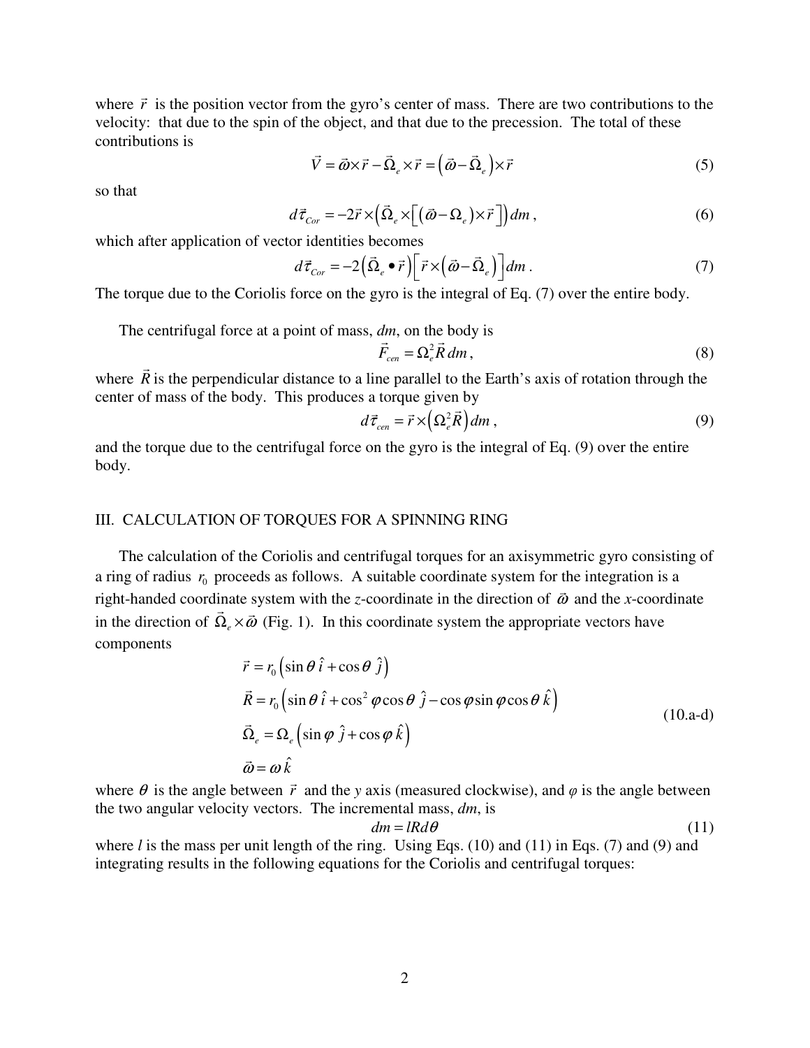where $\vec{r}$ is the position vector from the gyro's center of mass. There are two contributions to the velocity: that due to the spin of the object, and that due to the precession. The total of these contributions is

$$\vec{V} = \vec{\omega}\times\vec{r} - \vec{\Omega}_e\times\vec{r} = \left(\vec{\omega} - \vec{\Omega}_e\right)\times\vec{r} \tag{5}$$

so that

$$d\vec{\tau}_{Cor} = -2\vec{r}\times\left(\vec{\Omega}_e\times\left[\left(\vec{\omega}-\Omega_e\right)\times\vec{r}\,\right]\right)dm\,, \tag{6}$$

which after application of vector identities becomes

$$d\vec{\tau}_{Cor} = -2\left(\vec{\Omega}_e\bullet\vec{r}\right)\left[\vec{r}\times\left(\vec{\omega}-\vec{\Omega}_e\right)\right]dm\,. \tag{7}$$

The torque due to the Coriolis force on the gyro is the integral of Eq. (7) over the entire body.

The centrifugal force at a point of mass, *dm*, on the body is

$$\vec{F}_{cen} = \Omega_e^2\vec{R}\,dm\,, \tag{8}$$

where $\vec{R}$ is the perpendicular distance to a line parallel to the Earth's axis of rotation through the center of mass of the body. This produces a torque given by

$$d\vec{\tau}_{cen} = \vec{r}\times\left(\Omega_e^2\vec{R}\right)dm\,, \tag{9}$$

and the torque due to the centrifugal force on the gyro is the integral of Eq. (9) over the entire body.

## III. CALCULATION OF TORQUES FOR A SPINNING RING

The calculation of the Coriolis and centrifugal torques for an axisymmetric gyro consisting of a ring of radius $r_0$ proceeds as follows. A suitable coordinate system for the integration is a right-handed coordinate system with the *z*-coordinate in the direction of $\vec{\omega}$ and the *x*-coordinate in the direction of $\vec{\Omega}_e\times\vec{\omega}$ (Fig. 1). In this coordinate system the appropriate vectors have components

$$\begin{aligned}
\vec{r} &= r_0\left(\sin\theta\,\hat{i} + \cos\theta\,\hat{j}\right)\\
\vec{R} &= r_0\left(\sin\theta\,\hat{i} + \cos^2\varphi\cos\theta\,\hat{j} - \cos\varphi\sin\varphi\cos\theta\,\hat{k}\right)\\
\vec{\Omega}_e &= \Omega_e\left(\sin\varphi\,\hat{j} + \cos\varphi\,\hat{k}\right)\\
\vec{\omega} &= \omega\,\hat{k}
\end{aligned} \tag{10.a-d}$$

where $\theta$ is the angle between $\vec{r}$ and the *y* axis (measured clockwise), and $\varphi$ is the angle between the two angular velocity vectors. The incremental mass, *dm*, is

$$dm = lRd\theta \tag{11}$$

where *l* is the mass per unit length of the ring. Using Eqs. (10) and (11) in Eqs. (7) and (9) and integrating results in the following equations for the Coriolis and centrifugal torques: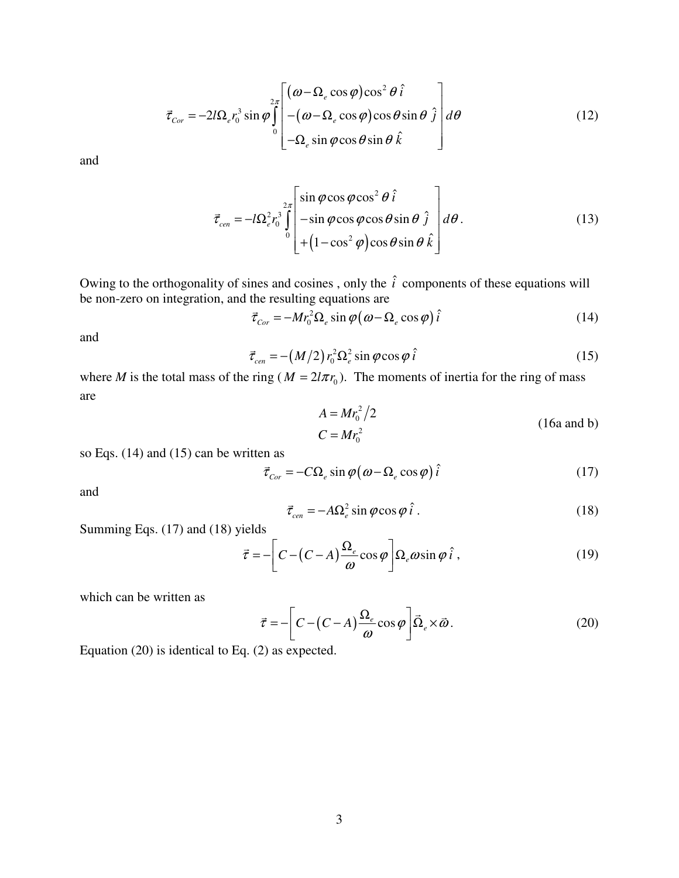$$\vec{\tau}_{Cor} = -2l\Omega_e r_0^3 \sin\varphi \int_0^{2\pi} \begin{bmatrix} (\omega - \Omega_e \cos\varphi)\cos^2\theta\,\hat{i} \\ -(\omega - \Omega_e \cos\varphi)\cos\theta\sin\theta\;\hat{j} \\ -\Omega_e \sin\varphi\cos\theta\sin\theta\,\hat{k} \end{bmatrix} d\theta \tag{12}$$

and

$$\vec{\tau}_{cen} = -l\Omega_e^2 r_0^3 \int_0^{2\pi} \begin{bmatrix} \sin\varphi\cos\varphi\cos^2\theta\,\hat{i} \\ -\sin\varphi\cos\varphi\cos\theta\sin\theta\;\hat{j} \\ +\left(1-\cos^2\varphi\right)\cos\theta\sin\theta\,\hat{k} \end{bmatrix} d\theta\,. \tag{13}$$

Owing to the orthogonality of sines and cosines , only the $\hat{i}$ components of these equations will be non-zero on integration, and the resulting equations are

$$\vec{\tau}_{Cor} = -Mr_0^2\Omega_e \sin\varphi\left(\omega - \Omega_e\cos\varphi\right)\hat{i} \tag{14}$$

and

$$\vec{\tau}_{cen} = -\left(M/2\right)r_0^2\Omega_e^2 \sin\varphi\cos\varphi\,\hat{i} \tag{15}$$

where $M$ is the total mass of the ring ($M = 2l\pi r_0$). The moments of inertia for the ring of mass are

$$A = Mr_0^2/2 \qquad C = Mr_0^2 \tag{16a and b}$$

so Eqs. (14) and (15) can be written as

$$\vec{\tau}_{Cor} = -C\Omega_e \sin\varphi\left(\omega - \Omega_e\cos\varphi\right)\hat{i} \tag{17}$$

and

$$\vec{\tau}_{cen} = -A\Omega_e^2 \sin\varphi\cos\varphi\,\hat{i}\,. \tag{18}$$

Summing Eqs. (17) and (18) yields

$$\vec{\tau} = -\left[C - (C-A)\frac{\Omega_e}{\omega}\cos\varphi\right]\Omega_e\omega\sin\varphi\,\hat{i}\,, \tag{19}$$

which can be written as

$$\vec{\tau} = -\left[C - (C-A)\frac{\Omega_e}{\omega}\cos\varphi\right]\vec{\Omega}_e \times \vec{\omega}\,. \tag{20}$$

Equation (20) is identical to Eq. (2) as expected.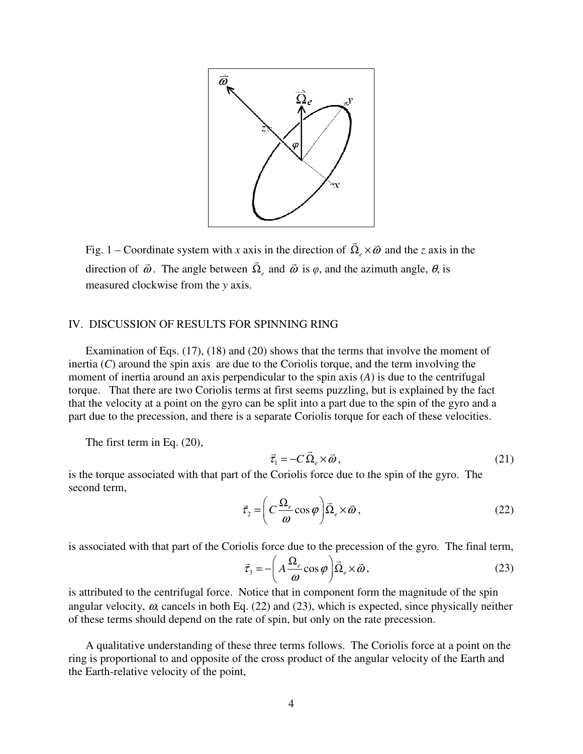Fig. 1 – Coordinate system with $x$ axis in the direction of $\vec{\Omega}_e \times \vec{\omega}$ and the $z$ axis in the direction of $\vec{\omega}$. The angle between $\vec{\Omega}_e$ and $\vec{\omega}$ is $\varphi$, and the azimuth angle, $\theta$, is measured clockwise from the $y$ axis.

## IV. DISCUSSION OF RESULTS FOR SPINNING RING

Examination of Eqs. (17), (18) and (20) shows that the terms that involve the moment of inertia ($C$) around the spin axis are due to the Coriolis torque, and the term involving the moment of inertia around an axis perpendicular to the spin axis ($A$) is due to the centrifugal torque. That there are two Coriolis terms at first seems puzzling, but is explained by the fact that the velocity at a point on the gyro can be split into a part due to the spin of the gyro and a part due to the precession, and there is a separate Coriolis torque for each of these velocities.

The first term in Eq. (20),

$$\vec{\tau}_1 = -C\,\vec{\Omega}_e \times \vec{\omega}, \tag{21}$$

is the torque associated with that part of the Coriolis force due to the spin of the gyro. The second term,

$$\vec{\tau}_2 = \left( C\frac{\Omega_e}{\omega}\cos\varphi \right)\vec{\Omega}_e \times \vec{\omega}, \tag{22}$$

is associated with that part of the Coriolis force due to the precession of the gyro. The final term,

$$\vec{\tau}_3 = -\left( A\frac{\Omega_e}{\omega}\cos\varphi \right)\vec{\Omega}_e \times \vec{\omega}, \tag{23}$$

is attributed to the centrifugal force. Notice that in component form the magnitude of the spin angular velocity, $\omega$, cancels in both Eq. (22) and (23), which is expected, since physically neither of these terms should depend on the rate of spin, but only on the rate precession.

A qualitative understanding of these three terms follows. The Coriolis force at a point on the ring is proportional to and opposite of the cross product of the angular velocity of the Earth and the Earth-relative velocity of the point,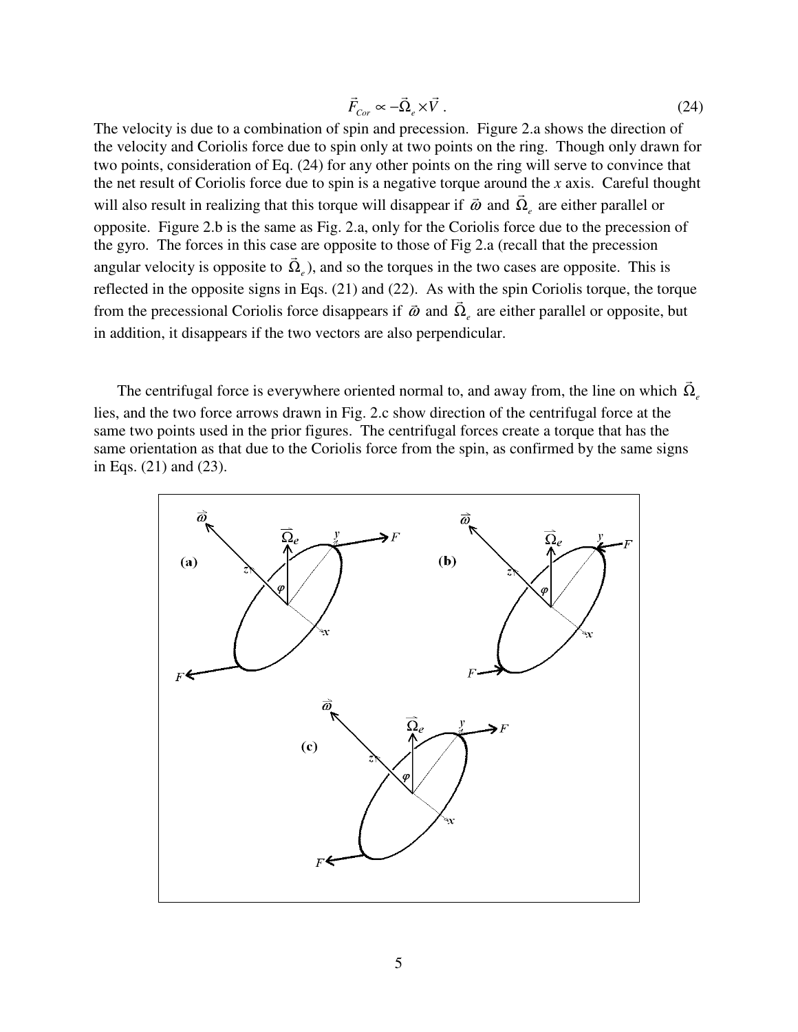$$\vec{F}_{Cor} \propto -\vec{\Omega}_e \times \vec{V} \ . \tag{24}$$

The velocity is due to a combination of spin and precession. Figure 2.a shows the direction of the velocity and Coriolis force due to spin only at two points on the ring. Though only drawn for two points, consideration of Eq. (24) for any other points on the ring will serve to convince that the net result of Coriolis force due to spin is a negative torque around the *x* axis. Careful thought will also result in realizing that this torque will disappear if $\vec{\omega}$ and $\vec{\Omega}_e$ are either parallel or opposite. Figure 2.b is the same as Fig. 2.a, only for the Coriolis force due to the precession of the gyro. The forces in this case are opposite to those of Fig 2.a (recall that the precession angular velocity is opposite to $\vec{\Omega}_e$), and so the torques in the two cases are opposite. This is reflected in the opposite signs in Eqs. (21) and (22). As with the spin Coriolis torque, the torque from the precessional Coriolis force disappears if $\vec{\omega}$ and $\vec{\Omega}_e$ are either parallel or opposite, but in addition, it disappears if the two vectors are also perpendicular.

The centrifugal force is everywhere oriented normal to, and away from, the line on which $\vec{\Omega}_e$ lies, and the two force arrows drawn in Fig. 2.c show direction of the centrifugal force at the same two points used in the prior figures. The centrifugal forces create a torque that has the same orientation as that due to the Coriolis force from the spin, as confirmed by the same signs in Eqs. (21) and (23).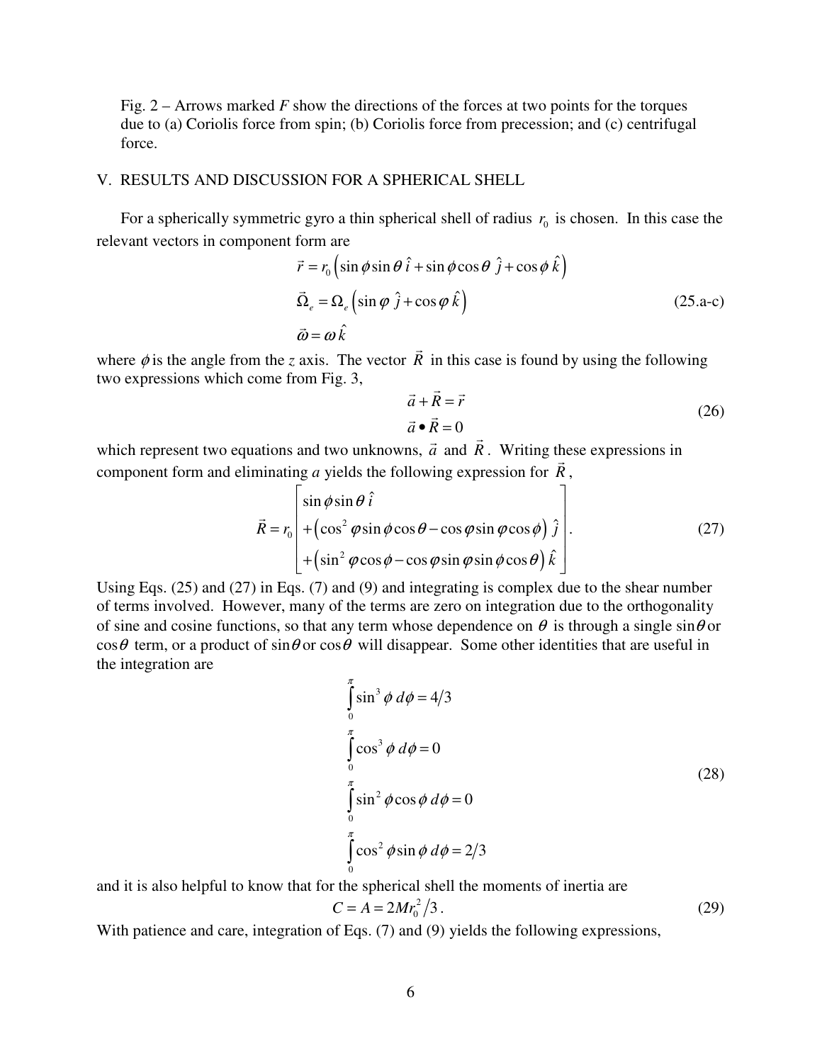Fig. 2 – Arrows marked *F* show the directions of the forces at two points for the torques due to (a) Coriolis force from spin; (b) Coriolis force from precession; and (c) centrifugal force.

## V. RESULTS AND DISCUSSION FOR A SPHERICAL SHELL

For a spherically symmetric gyro a thin spherical shell of radius $r_0$ is chosen. In this case the relevant vectors in component form are

$$
\begin{aligned}
\vec{r} &= r_0\left(\sin\phi\sin\theta\,\hat{i} + \sin\phi\cos\theta\,\hat{j} + \cos\phi\,\hat{k}\right) \\
\vec{\Omega}_e &= \Omega_e\left(\sin\varphi\,\hat{j} + \cos\varphi\,\hat{k}\right) \\
\vec{\omega} &= \omega\,\hat{k}
\end{aligned}
\tag{25.a-c}
$$

where $\phi$ is the angle from the *z* axis. The vector $\vec{R}$ in this case is found by using the following two expressions which come from Fig. 3,

$$
\begin{aligned}
\vec{a} + \vec{R} &= \vec{r} \\
\vec{a}\bullet\vec{R} &= 0
\end{aligned}
\tag{26}
$$

which represent two equations and two unknowns, $\vec{a}$ and $\vec{R}$. Writing these expressions in component form and eliminating *a* yields the following expression for $\vec{R}$,

$$
\vec{R} = r_0\begin{bmatrix}
\sin\phi\sin\theta\,\hat{i} \\
+\left(\cos^2\varphi\sin\phi\cos\theta - \cos\varphi\sin\varphi\cos\phi\right)\hat{j} \\
+\left(\sin^2\varphi\cos\phi - \cos\varphi\sin\varphi\sin\phi\cos\theta\right)\hat{k}
\end{bmatrix}.
\tag{27}
$$

Using Eqs. (25) and (27) in Eqs. (7) and (9) and integrating is complex due to the shear number of terms involved. However, many of the terms are zero on integration due to the orthogonality of sine and cosine functions, so that any term whose dependence on $\theta$ is through a single $\sin\theta$ or $\cos\theta$ term, or a product of $\sin\theta$ or $\cos\theta$ will disappear. Some other identities that are useful in the integration are

$$
\begin{aligned}
\int_0^{\pi}\sin^3\phi\,d\phi &= 4/3 \\
\int_0^{\pi}\cos^3\phi\,d\phi &= 0 \\
\int_0^{\pi}\sin^2\phi\cos\phi\,d\phi &= 0 \\
\int_0^{\pi}\cos^2\phi\sin\phi\,d\phi &= 2/3
\end{aligned}
\tag{28}
$$

and it is also helpful to know that for the spherical shell the moments of inertia are

$$
C = A = 2Mr_0^2/3\,.
\tag{29}
$$

With patience and care, integration of Eqs. (7) and (9) yields the following expressions,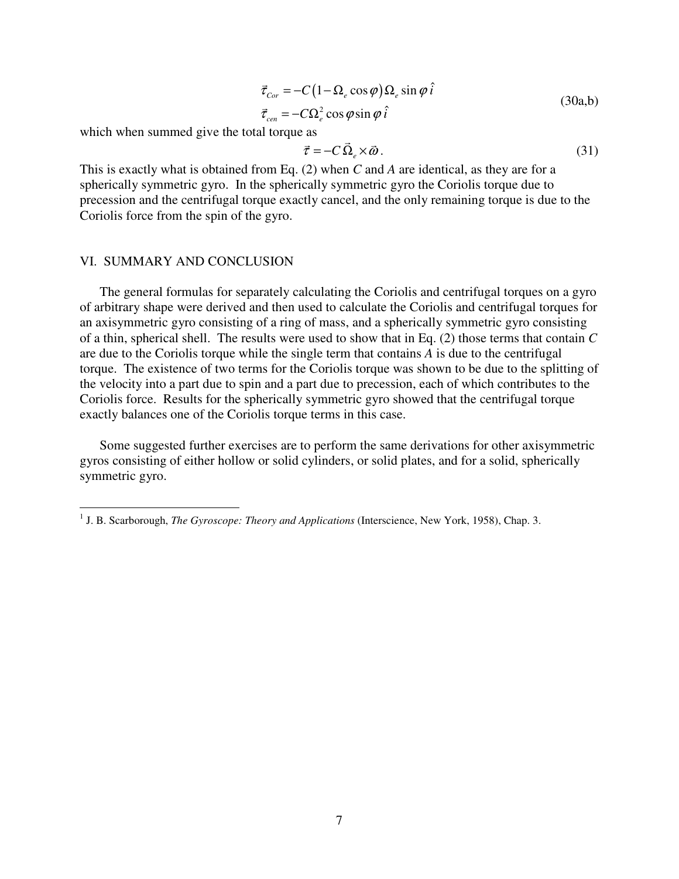$$
\begin{aligned}
\vec{\tau}_{Cor} &= -C\left(1-\Omega_e \cos\varphi\right)\Omega_e \sin\varphi\,\hat{i} \\
\vec{\tau}_{cen} &= -C\Omega_e^2 \cos\varphi \sin\varphi\,\hat{i}
\end{aligned}
\tag{30a,b}
$$

which when summed give the total torque as

$$
\vec{\tau} = -C\,\vec{\Omega}_e \times \vec{\omega}\,. \tag{31}
$$

This is exactly what is obtained from Eq. (2) when *C* and *A* are identical, as they are for a spherically symmetric gyro. In the spherically symmetric gyro the Coriolis torque due to precession and the centrifugal torque exactly cancel, and the only remaining torque is due to the Coriolis force from the spin of the gyro.

## VI. SUMMARY AND CONCLUSION

The general formulas for separately calculating the Coriolis and centrifugal torques on a gyro of arbitrary shape were derived and then used to calculate the Coriolis and centrifugal torques for an axisymmetric gyro consisting of a ring of mass, and a spherically symmetric gyro consisting of a thin, spherical shell. The results were used to show that in Eq. (2) those terms that contain *C* are due to the Coriolis torque while the single term that contains *A* is due to the centrifugal torque. The existence of two terms for the Coriolis torque was shown to be due to the splitting of the velocity into a part due to spin and a part due to precession, each of which contributes to the Coriolis force. Results for the spherically symmetric gyro showed that the centrifugal torque exactly balances one of the Coriolis torque terms in this case.

Some suggested further exercises are to perform the same derivations for other axisymmetric gyros consisting of either hollow or solid cylinders, or solid plates, and for a solid, spherically symmetric gyro.

---

[1] J. B. Scarborough, *The Gyroscope: Theory and Applications* (Interscience, New York, 1958), Chap. 3.